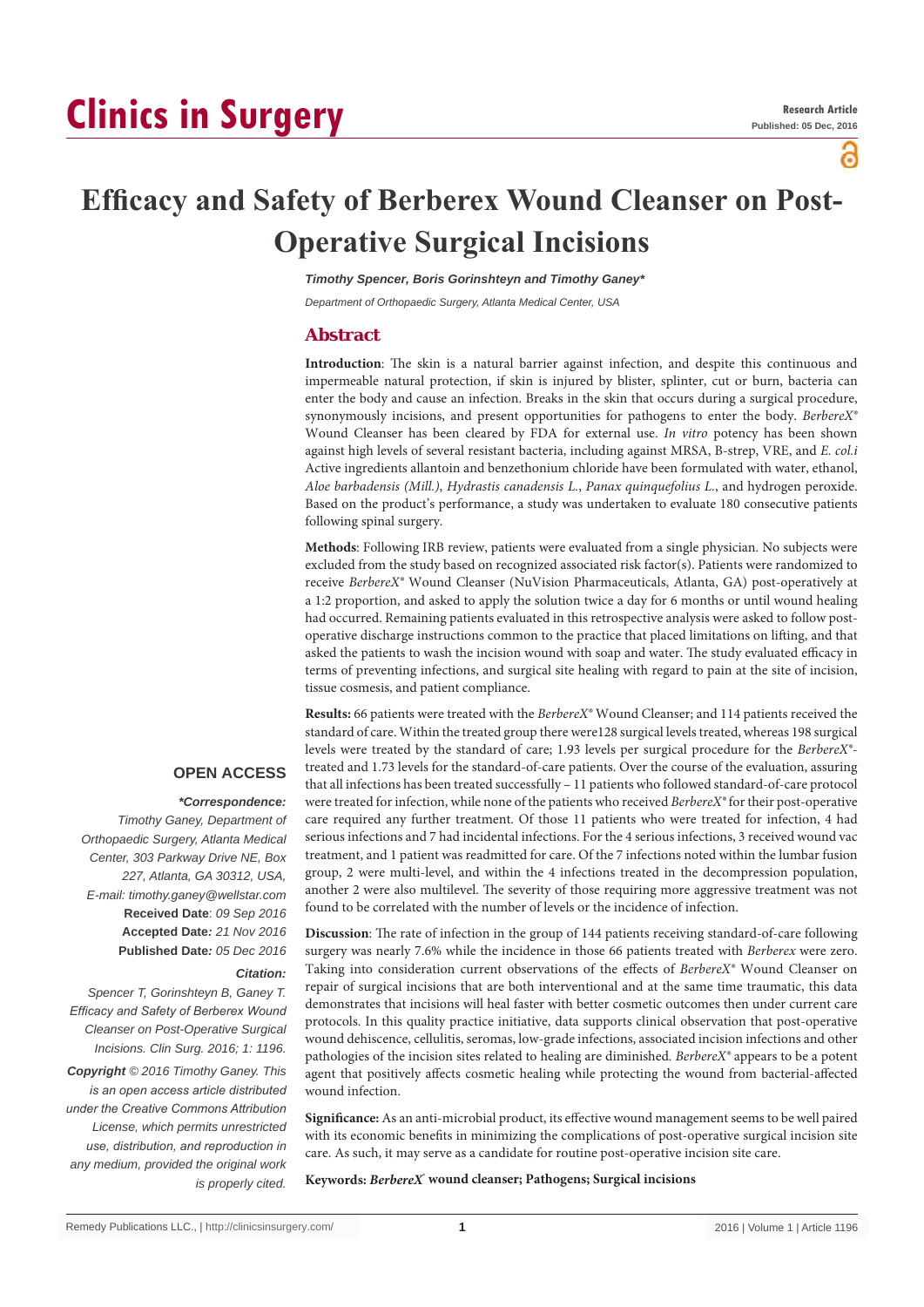# Clinics in Surgery

**Research Article**
**Published: 05 Dec, 2016**

# Efficacy and Safety of Berberex Wound Cleanser on Post-Operative Surgical Incisions

***Timothy Spencer, Boris Gorinshteyn and Timothy Ganey****

*Department of Orthopaedic Surgery, Atlanta Medical Center, USA*

## Abstract

**Introduction**: The skin is a natural barrier against infection, and despite this continuous and impermeable natural protection, if skin is injured by blister, splinter, cut or burn, bacteria can enter the body and cause an infection. Breaks in the skin that occurs during a surgical procedure, synonymously incisions, and present opportunities for pathogens to enter the body. *BerbereX®* Wound Cleanser has been cleared by FDA for external use. *In vitro* potency has been shown against high levels of several resistant bacteria, including against MRSA, B-strep, VRE, and *E. col.i* Active ingredients allantoin and benzethonium chloride have been formulated with water, ethanol, *Aloe barbadensis (Mill.)*, *Hydrastis canadensis L.*, *Panax quinquefolius L.*, and hydrogen peroxide. Based on the product's performance, a study was undertaken to evaluate 180 consecutive patients following spinal surgery.

**Methods**: Following IRB review, patients were evaluated from a single physician. No subjects were excluded from the study based on recognized associated risk factor(s). Patients were randomized to receive *BerbereX®* Wound Cleanser (NuVision Pharmaceuticals, Atlanta, GA) post-operatively at a 1:2 proportion, and asked to apply the solution twice a day for 6 months or until wound healing had occurred. Remaining patients evaluated in this retrospective analysis were asked to follow post-operative discharge instructions common to the practice that placed limitations on lifting, and that asked the patients to wash the incision wound with soap and water. The study evaluated efficacy in terms of preventing infections, and surgical site healing with regard to pain at the site of incision, tissue cosmesis, and patient compliance.

**Results:** 66 patients were treated with the *BerbereX®* Wound Cleanser; and 114 patients received the standard of care. Within the treated group there were128 surgical levels treated, whereas 198 surgical levels were treated by the standard of care; 1.93 levels per surgical procedure for the *BerbereX®*-treated and 1.73 levels for the standard-of-care patients. Over the course of the evaluation, assuring that all infections has been treated successfully – 11 patients who followed standard-of-care protocol were treated for infection, while none of the patients who received *BerbereX®* for their post-operative care required any further treatment. Of those 11 patients who were treated for infection, 4 had serious infections and 7 had incidental infections. For the 4 serious infections, 3 received wound vac treatment, and 1 patient was readmitted for care. Of the 7 infections noted within the lumbar fusion group, 2 were multi-level, and within the 4 infections treated in the decompression population, another 2 were also multilevel. The severity of those requiring more aggressive treatment was not found to be correlated with the number of levels or the incidence of infection.

**Discussion**: The rate of infection in the group of 144 patients receiving standard-of-care following surgery was nearly 7.6% while the incidence in those 66 patients treated with *Berberex* were zero. Taking into consideration current observations of the effects of *BerbereX®* Wound Cleanser on repair of surgical incisions that are both interventional and at the same time traumatic, this data demonstrates that incisions will heal faster with better cosmetic outcomes then under current care protocols. In this quality practice initiative, data supports clinical observation that post-operative wound dehiscence, cellulitis, seromas, low-grade infections, associated incision infections and other pathologies of the incision sites related to healing are diminished. *BerbereX®* appears to be a potent agent that positively affects cosmetic healing while protecting the wound from bacterial-affected wound infection.

**Significance:** As an anti-microbial product, its effective wound management seems to be well paired with its economic benefits in minimizing the complications of post-operative surgical incision site care. As such, it may serve as a candidate for routine post-operative incision site care.

**Keywords:** ***BerbereX®*** **wound cleanser; Pathogens; Surgical incisions**

**OPEN ACCESS**

***\*Correspondence:***

*Timothy Ganey, Department of Orthopaedic Surgery, Atlanta Medical Center, 303 Parkway Drive NE, Box 227, Atlanta, GA 30312, USA, E-mail: timothy.ganey@wellstar.com*

**Received Date**: *09 Sep 2016*

**Accepted Date***: 21 Nov 2016*

**Published Date***: 05 Dec 2016*

***Citation:***

*Spencer T, Gorinshteyn B, Ganey T. Efficacy and Safety of Berberex Wound Cleanser on Post-Operative Surgical Incisions. Clin Surg. 2016; 1: 1196.*

***Copyright*** *© 2016 Timothy Ganey. This is an open access article distributed under the Creative Commons Attribution License, which permits unrestricted use, distribution, and reproduction in any medium, provided the original work is properly cited.*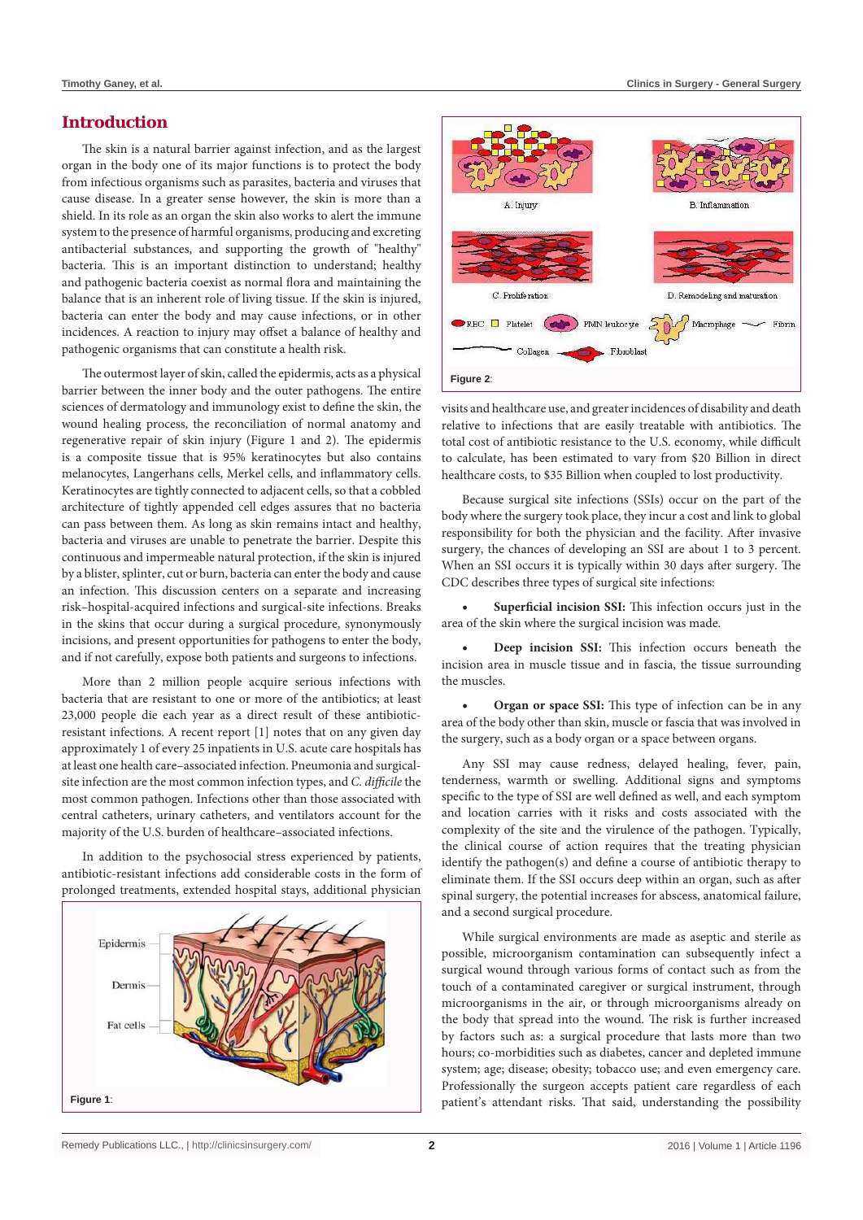## Introduction

The skin is a natural barrier against infection, and as the largest organ in the body one of its major functions is to protect the body from infectious organisms such as parasites, bacteria and viruses that cause disease. In a greater sense however, the skin is more than a shield. In its role as an organ the skin also works to alert the immune system to the presence of harmful organisms, producing and excreting antibacterial substances, and supporting the growth of "healthy" bacteria. This is an important distinction to understand; healthy and pathogenic bacteria coexist as normal flora and maintaining the balance that is an inherent role of living tissue. If the skin is injured, bacteria can enter the body and may cause infections, or in other incidences. A reaction to injury may offset a balance of healthy and pathogenic organisms that can constitute a health risk.

The outermost layer of skin, called the epidermis, acts as a physical barrier between the inner body and the outer pathogens. The entire sciences of dermatology and immunology exist to define the skin, the wound healing process, the reconciliation of normal anatomy and regenerative repair of skin injury (Figure 1 and 2). The epidermis is a composite tissue that is 95% keratinocytes but also contains melanocytes, Langerhans cells, Merkel cells, and inflammatory cells. Keratinocytes are tightly connected to adjacent cells, so that a cobbled architecture of tightly appended cell edges assures that no bacteria can pass between them. As long as skin remains intact and healthy, bacteria and viruses are unable to penetrate the barrier. Despite this continuous and impermeable natural protection, if the skin is injured by a blister, splinter, cut or burn, bacteria can enter the body and cause an infection. This discussion centers on a separate and increasing risk–hospital-acquired infections and surgical-site infections. Breaks in the skins that occur during a surgical procedure, synonymously incisions, and present opportunities for pathogens to enter the body, and if not carefully, expose both patients and surgeons to infections.

More than 2 million people acquire serious infections with bacteria that are resistant to one or more of the antibiotics; at least 23,000 people die each year as a direct result of these antibiotic-resistant infections. A recent report [1] notes that on any given day approximately 1 of every 25 inpatients in U.S. acute care hospitals has at least one health care–associated infection. Pneumonia and surgical-site infection are the most common infection types, and *C. difficile* the most common pathogen. Infections other than those associated with central catheters, urinary catheters, and ventilators account for the majority of the U.S. burden of healthcare–associated infections.

In addition to the psychosocial stress experienced by patients, antibiotic-resistant infections add considerable costs in the form of prolonged treatments, extended hospital stays, additional physician visits and healthcare use, and greater incidences of disability and death relative to infections that are easily treatable with antibiotics. The total cost of antibiotic resistance to the U.S. economy, while difficult to calculate, has been estimated to vary from $20 Billion in direct healthcare costs, to $35 Billion when coupled to lost productivity.

**Figure 1**:

**Figure 2**:

Because surgical site infections (SSIs) occur on the part of the body where the surgery took place, they incur a cost and link to global responsibility for both the physician and the facility. After invasive surgery, the chances of developing an SSI are about 1 to 3 percent. When an SSI occurs it is typically within 30 days after surgery. The CDC describes three types of surgical site infections:

- **Superficial incision SSI:** This infection occurs just in the area of the skin where the surgical incision was made.
- **Deep incision SSI:** This infection occurs beneath the incision area in muscle tissue and in fascia, the tissue surrounding the muscles.
- **Organ or space SSI:** This type of infection can be in any area of the body other than skin, muscle or fascia that was involved in the surgery, such as a body organ or a space between organs.

Any SSI may cause redness, delayed healing, fever, pain, tenderness, warmth or swelling. Additional signs and symptoms specific to the type of SSI are well defined as well, and each symptom and location carries with it risks and costs associated with the complexity of the site and the virulence of the pathogen. Typically, the clinical course of action requires that the treating physician identify the pathogen(s) and define a course of antibiotic therapy to eliminate them. If the SSI occurs deep within an organ, such as after spinal surgery, the potential increases for abscess, anatomical failure, and a second surgical procedure.

While surgical environments are made as aseptic and sterile as possible, microorganism contamination can subsequently infect a surgical wound through various forms of contact such as from the touch of a contaminated caregiver or surgical instrument, through microorganisms in the air, or through microorganisms already on the body that spread into the wound. The risk is further increased by factors such as: a surgical procedure that lasts more than two hours; co-morbidities such as diabetes, cancer and depleted immune system; age; disease; obesity; tobacco use; and even emergency care. Professionally the surgeon accepts patient care regardless of each patient's attendant risks. That said, understanding the possibility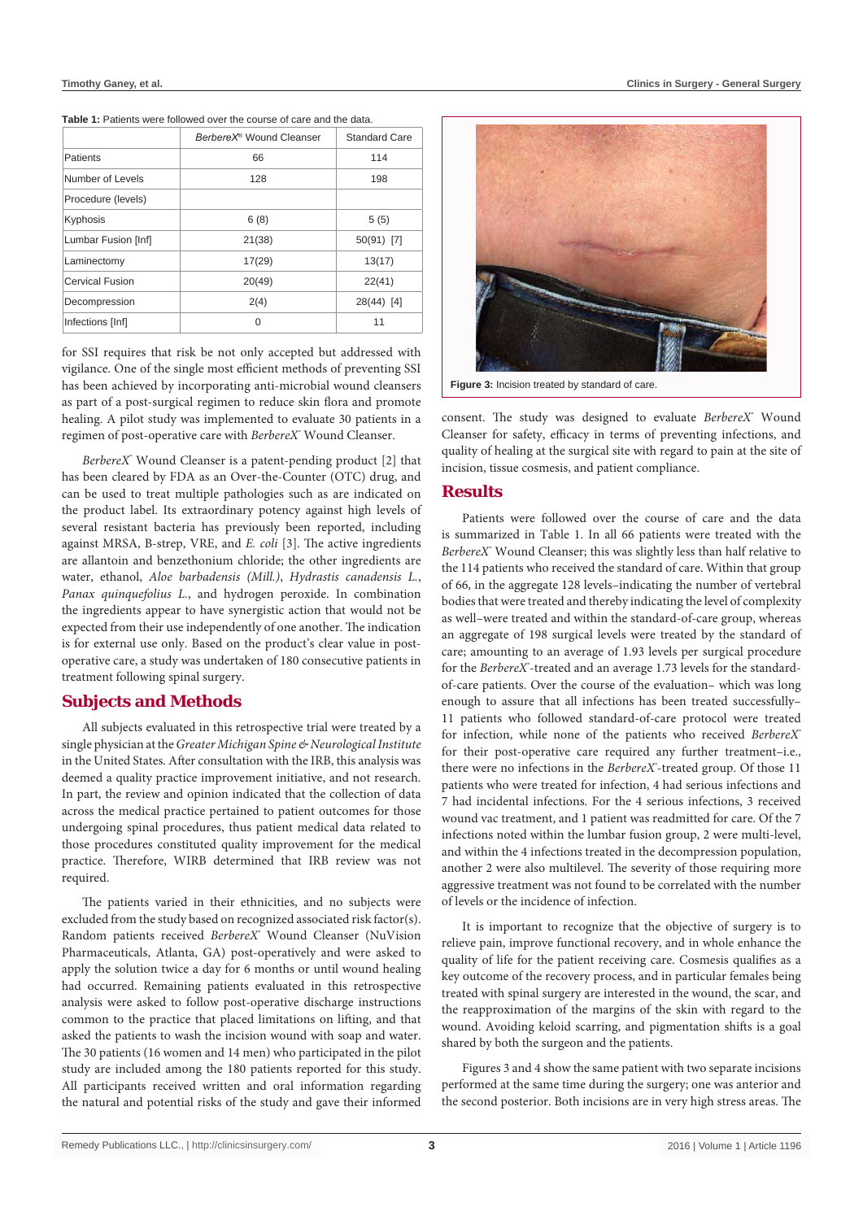**Table 1:** Patients were followed over the course of care and the data.

| | *BerbereX*® Wound Cleanser | Standard Care |
|---|---|---|
| Patients | 66 | 114 |
| Number of Levels | 128 | 198 |
| Procedure (levels) | | |
| Kyphosis | 6 (8) | 5 (5) |
| Lumbar Fusion [Inf] | 21(38) | 50(91) [7] |
| Laminectomy | 17(29) | 13(17) |
| Cervical Fusion | 20(49) | 22(41) |
| Decompression | 2(4) | 28(44) [4] |
| Infections [Inf] | 0 | 11 |

for SSI requires that risk be not only accepted but addressed with vigilance. One of the single most efficient methods of preventing SSI has been achieved by incorporating anti-microbial wound cleansers as part of a post-surgical regimen to reduce skin flora and promote healing. A pilot study was implemented to evaluate 30 patients in a regimen of post-operative care with *BerbereX*® Wound Cleanser.

*BerbereX*® Wound Cleanser is a patent-pending product [2] that has been cleared by FDA as an Over-the-Counter (OTC) drug, and can be used to treat multiple pathologies such as are indicated on the product label. Its extraordinary potency against high levels of several resistant bacteria has previously been reported, including against MRSA, B-strep, VRE, and *E. coli* [3]. The active ingredients are allantoin and benzethonium chloride; the other ingredients are water, ethanol, *Aloe barbadensis (Mill.)*, *Hydrastis canadensis L.*, *Panax quinquefolius L.*, and hydrogen peroxide. In combination the ingredients appear to have synergistic action that would not be expected from their use independently of one another. The indication is for external use only. Based on the product's clear value in post-operative care, a study was undertaken of 180 consecutive patients in treatment following spinal surgery.

## Subjects and Methods

All subjects evaluated in this retrospective trial were treated by a single physician at the *Greater Michigan Spine & Neurological Institute* in the United States. After consultation with the IRB, this analysis was deemed a quality practice improvement initiative, and not research. In part, the review and opinion indicated that the collection of data across the medical practice pertained to patient outcomes for those undergoing spinal procedures, thus patient medical data related to those procedures constituted quality improvement for the medical practice. Therefore, WIRB determined that IRB review was not required.

The patients varied in their ethnicities, and no subjects were excluded from the study based on recognized associated risk factor(s). Random patients received *BerbereX*® Wound Cleanser (NuVision Pharmaceuticals, Atlanta, GA) post-operatively and were asked to apply the solution twice a day for 6 months or until wound healing had occurred. Remaining patients evaluated in this retrospective analysis were asked to follow post-operative discharge instructions common to the practice that placed limitations on lifting, and that asked the patients to wash the incision wound with soap and water. The 30 patients (16 women and 14 men) who participated in the pilot study are included among the 180 patients reported for this study. All participants received written and oral information regarding the natural and potential risks of the study and gave their informed consent. The study was designed to evaluate *BerbereX*® Wound Cleanser for safety, efficacy in terms of preventing infections, and quality of healing at the surgical site with regard to pain at the site of incision, tissue cosmesis, and patient compliance.

**Figure 3:** Incision treated by standard of care.

## Results

Patients were followed over the course of care and the data is summarized in Table 1. In all 66 patients were treated with the *BerbereX*® Wound Cleanser; this was slightly less than half relative to the 114 patients who received the standard of care. Within that group of 66, in the aggregate 128 levels–indicating the number of vertebral bodies that were treated and thereby indicating the level of complexity as well–were treated and within the standard-of-care group, whereas an aggregate of 198 surgical levels were treated by the standard of care; amounting to an average of 1.93 levels per surgical procedure for the *BerbereX*®-treated and an average 1.73 levels for the standard-of-care patients. Over the course of the evaluation– which was long enough to assure that all infections has been treated successfully– 11 patients who followed standard-of-care protocol were treated for infection, while none of the patients who received *BerbereX*® for their post-operative care required any further treatment–i.e., there were no infections in the *BerbereX*®-treated group. Of those 11 patients who were treated for infection, 4 had serious infections and 7 had incidental infections. For the 4 serious infections, 3 received wound vac treatment, and 1 patient was readmitted for care. Of the 7 infections noted within the lumbar fusion group, 2 were multi-level, and within the 4 infections treated in the decompression population, another 2 were also multilevel. The severity of those requiring more aggressive treatment was not found to be correlated with the number of levels or the incidence of infection.

It is important to recognize that the objective of surgery is to relieve pain, improve functional recovery, and in whole enhance the quality of life for the patient receiving care. Cosmesis qualifies as a key outcome of the recovery process, and in particular females being treated with spinal surgery are interested in the wound, the scar, and the reapproximation of the margins of the skin with regard to the wound. Avoiding keloid scarring, and pigmentation shifts is a goal shared by both the surgeon and the patients.

Figures 3 and 4 show the same patient with two separate incisions performed at the same time during the surgery; one was anterior and the second posterior. Both incisions are in very high stress areas. The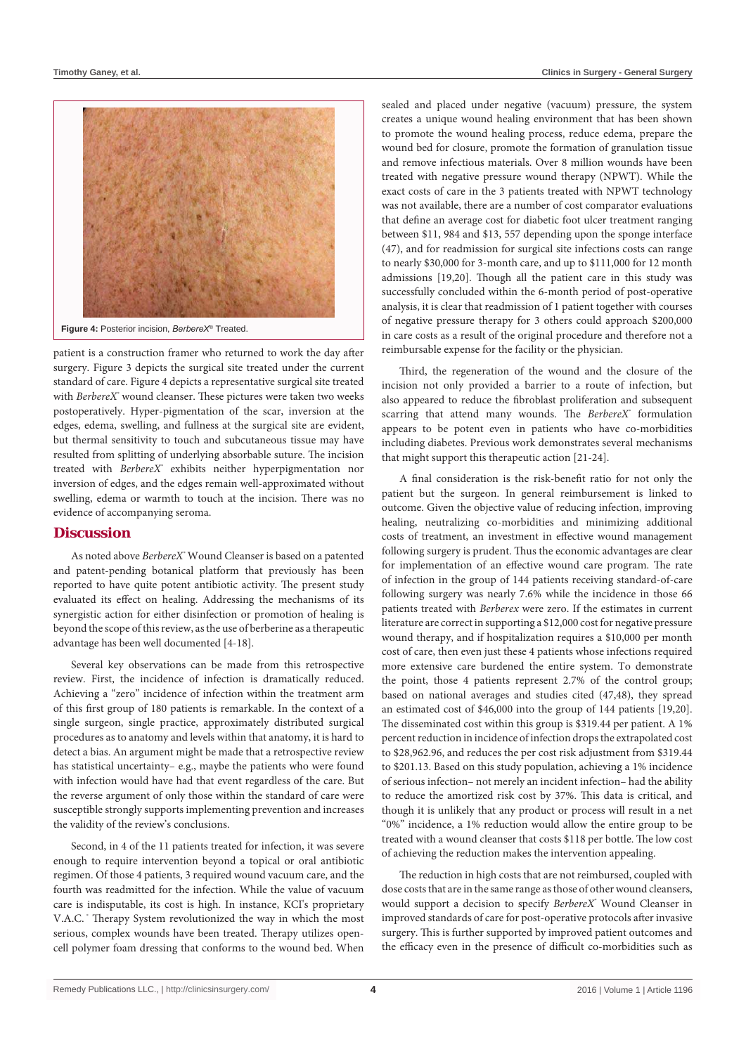Figure 4: Posterior incision, *BerbereX*® Treated.

patient is a construction framer who returned to work the day after surgery. Figure 3 depicts the surgical site treated under the current standard of care. Figure 4 depicts a representative surgical site treated with *BerbereX*® wound cleanser. These pictures were taken two weeks postoperatively. Hyper-pigmentation of the scar, inversion at the edges, edema, swelling, and fullness at the surgical site are evident, but thermal sensitivity to touch and subcutaneous tissue may have resulted from splitting of underlying absorbable suture. The incision treated with *BerbereX*® exhibits neither hyperpigmentation nor inversion of edges, and the edges remain well-approximated without swelling, edema or warmth to touch at the incision. There was no evidence of accompanying seroma.

## Discussion

As noted above *BerbereX*® Wound Cleanser is based on a patented and patent-pending botanical platform that previously has been reported to have quite potent antibiotic activity. The present study evaluated its effect on healing. Addressing the mechanisms of its synergistic action for either disinfection or promotion of healing is beyond the scope of this review, as the use of berberine as a therapeutic advantage has been well documented [4-18].

Several key observations can be made from this retrospective review. First, the incidence of infection is dramatically reduced. Achieving a "zero" incidence of infection within the treatment arm of this first group of 180 patients is remarkable. In the context of a single surgeon, single practice, approximately distributed surgical procedures as to anatomy and levels within that anatomy, it is hard to detect a bias. An argument might be made that a retrospective review has statistical uncertainty– e.g., maybe the patients who were found with infection would have had that event regardless of the care. But the reverse argument of only those within the standard of care were susceptible strongly supports implementing prevention and increases the validity of the review's conclusions.

Second, in 4 of the 11 patients treated for infection, it was severe enough to require intervention beyond a topical or oral antibiotic regimen. Of those 4 patients, 3 required wound vacuum care, and the fourth was readmitted for the infection. While the value of vacuum care is indisputable, its cost is high. In instance, KCI's proprietary V.A.C.® Therapy System revolutionized the way in which the most serious, complex wounds have been treated. Therapy utilizes open-cell polymer foam dressing that conforms to the wound bed. When sealed and placed under negative (vacuum) pressure, the system creates a unique wound healing environment that has been shown to promote the wound healing process, reduce edema, prepare the wound bed for closure, promote the formation of granulation tissue and remove infectious materials. Over 8 million wounds have been treated with negative pressure wound therapy (NPWT). While the exact costs of care in the 3 patients treated with NPWT technology was not available, there are a number of cost comparator evaluations that define an average cost for diabetic foot ulcer treatment ranging between $11, 984 and $13, 557 depending upon the sponge interface (47), and for readmission for surgical site infections costs can range to nearly $30,000 for 3-month care, and up to $111,000 for 12 month admissions [19,20]. Though all the patient care in this study was successfully concluded within the 6-month period of post-operative analysis, it is clear that readmission of 1 patient together with courses of negative pressure therapy for 3 others could approach $200,000 in care costs as a result of the original procedure and therefore not a reimbursable expense for the facility or the physician.

Third, the regeneration of the wound and the closure of the incision not only provided a barrier to a route of infection, but also appeared to reduce the fibroblast proliferation and subsequent scarring that attend many wounds. The *BerbereX*® formulation appears to be potent even in patients who have co-morbidities including diabetes. Previous work demonstrates several mechanisms that might support this therapeutic action [21-24].

A final consideration is the risk-benefit ratio for not only the patient but the surgeon. In general reimbursement is linked to outcome. Given the objective value of reducing infection, improving healing, neutralizing co-morbidities and minimizing additional costs of treatment, an investment in effective wound management following surgery is prudent. Thus the economic advantages are clear for implementation of an effective wound care program. The rate of infection in the group of 144 patients receiving standard-of-care following surgery was nearly 7.6% while the incidence in those 66 patients treated with *Berberex* were zero. If the estimates in current literature are correct in supporting a $12,000 cost for negative pressure wound therapy, and if hospitalization requires a $10,000 per month cost of care, then even just these 4 patients whose infections required more extensive care burdened the entire system. To demonstrate the point, those 4 patients represent 2.7% of the control group; based on national averages and studies cited (47,48), they spread an estimated cost of $46,000 into the group of 144 patients [19,20]. The disseminated cost within this group is $319.44 per patient. A 1% percent reduction in incidence of infection drops the extrapolated cost to $28,962.96, and reduces the per cost risk adjustment from $319.44 to $201.13. Based on this study population, achieving a 1% incidence of serious infection– not merely an incident infection– had the ability to reduce the amortized risk cost by 37%. This data is critical, and though it is unlikely that any product or process will result in a net "0%" incidence, a 1% reduction would allow the entire group to be treated with a wound cleanser that costs $118 per bottle. The low cost of achieving the reduction makes the intervention appealing.

The reduction in high costs that are not reimbursed, coupled with dose costs that are in the same range as those of other wound cleansers, would support a decision to specify *BerbereX*® Wound Cleanser in improved standards of care for post-operative protocols after invasive surgery. This is further supported by improved patient outcomes and the efficacy even in the presence of difficult co-morbidities such as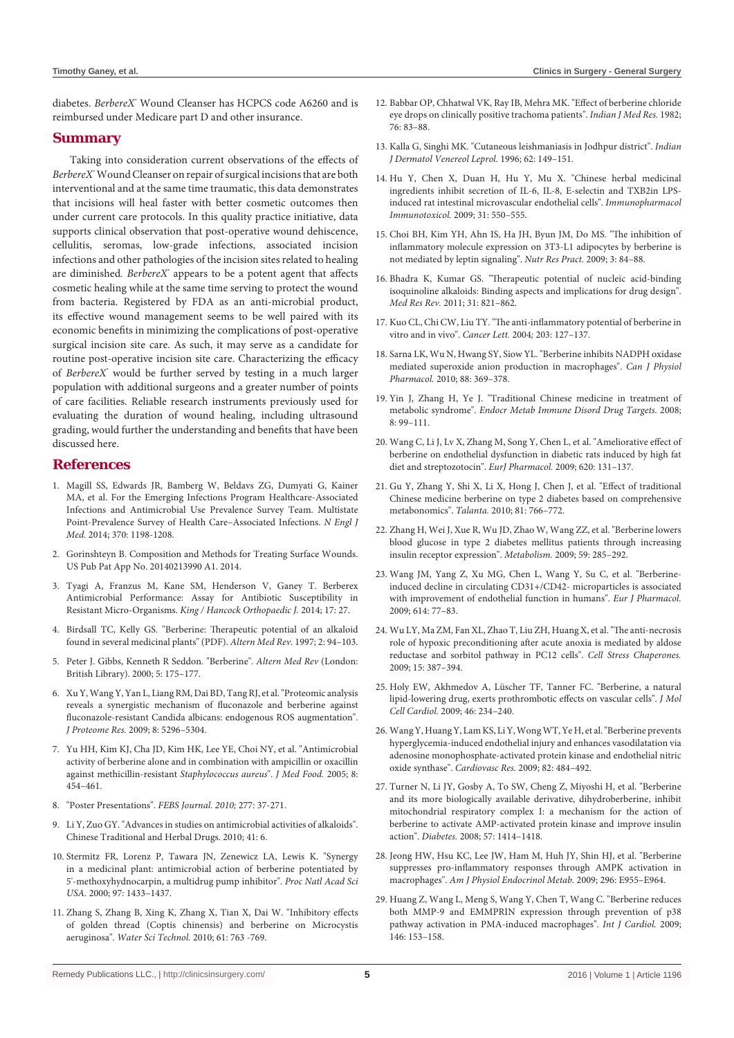diabetes. *BerbereX®* Wound Cleanser has HCPCS code A6260 and is reimbursed under Medicare part D and other insurance.

## Summary

Taking into consideration current observations of the effects of *BerbereX®* Wound Cleanser on repair of surgical incisions that are both interventional and at the same time traumatic, this data demonstrates that incisions will heal faster with better cosmetic outcomes then under current care protocols. In this quality practice initiative, data supports clinical observation that post-operative wound dehiscence, cellulitis, seromas, low-grade infections, associated incision infections and other pathologies of the incision sites related to healing are diminished. *BerbereX®* appears to be a potent agent that affects cosmetic healing while at the same time serving to protect the wound from bacteria. Registered by FDA as an anti-microbial product, its effective wound management seems to be well paired with its economic benefits in minimizing the complications of post-operative surgical incision site care. As such, it may serve as a candidate for routine post-operative incision site care. Characterizing the efficacy of *BerbereX®* would be further served by testing in a much larger population with additional surgeons and a greater number of points of care facilities. Reliable research instruments previously used for evaluating the duration of wound healing, including ultrasound grading, would further the understanding and benefits that have been discussed here.

## References

1. Magill SS, Edwards JR, Bamberg W, Beldavs ZG, Dumyati G, Kainer MA, et al. For the Emerging Infections Program Healthcare-Associated Infections and Antimicrobial Use Prevalence Survey Team. Multistate Point-Prevalence Survey of Health Care–Associated Infections. *N Engl J Med.* 2014; 370: 1198-1208.
2. Gorinshteyn B. Composition and Methods for Treating Surface Wounds. US Pub Pat App No. 20140213990 A1. 2014.
3. Tyagi A, Franzus M, Kane SM, Henderson V, Ganey T. Berberex Antimicrobial Performance: Assay for Antibiotic Susceptibility in Resistant Micro-Organisms. *King / Hancock Orthopaedic J.* 2014; 17: 27.
4. Birdsall TC, Kelly GS. "Berberine: Therapeutic potential of an alkaloid found in several medicinal plants" (PDF). *Altern Med Rev.* 1997; 2: 94–103.
5. Peter J. Gibbs, Kenneth R Seddon. "Berberine". *Altern Med Rev* (London: British Library). 2000; 5: 175–177.
6. Xu Y, Wang Y, Yan L, Liang RM, Dai BD, Tang RJ, et al. "Proteomic analysis reveals a synergistic mechanism of fluconazole and berberine against fluconazole-resistant Candida albicans: endogenous ROS augmentation". *J Proteome Res.* 2009; 8: 5296–5304.
7. Yu HH, Kim KJ, Cha JD, Kim HK, Lee YE, Choi NY, et al. "Antimicrobial activity of berberine alone and in combination with ampicillin or oxacillin against methicillin-resistant *Staphylococcus aureus*". *J Med Food.* 2005; 8: 454–461.
8. "Poster Presentations". *FEBS Journal. 2010;* 277: 37-271.
9. Li Y, Zuo GY. "Advances in studies on antimicrobial activities of alkaloids". Chinese Traditional and Herbal Drugs. 2010; 41: 6.
10. Stermitz FR, Lorenz P, Tawara JN, Zenewicz LA, Lewis K. "Synergy in a medicinal plant: antimicrobial action of berberine potentiated by 5'-methoxyhydnocarpin, a multidrug pump inhibitor". *Proc Natl Acad Sci USA.* 2000; 97: 1433–1437.
11. Zhang S, Zhang B, Xing K, Zhang X, Tian X, Dai W. "Inhibitory effects of golden thread (Coptis chinensis) and berberine on Microcystis aeruginosa". *Water Sci Technol.* 2010; 61: 763 -769.
12. Babbar OP, Chhatwal VK, Ray IB, Mehra MK. "Effect of berberine chloride eye drops on clinically positive trachoma patients". *Indian J Med Res.* 1982; 76: 83–88.
13. Kalla G, Singhi MK. "Cutaneous leishmaniasis in Jodhpur district". *Indian J Dermatol Venereol Leprol.* 1996; 62: 149–151.
14. Hu Y, Chen X, Duan H, Hu Y, Mu X. "Chinese herbal medicinal ingredients inhibit secretion of IL-6, IL-8, E-selectin and TXB2in LPS-induced rat intestinal microvascular endothelial cells". *Immunopharmacol Immunotoxicol.* 2009; 31: 550–555.
15. Choi BH, Kim YH, Ahn IS, Ha JH, Byun JM, Do MS. "The inhibition of inflammatory molecule expression on 3T3-L1 adipocytes by berberine is not mediated by leptin signaling". *Nutr Res Pract.* 2009; 3: 84–88.
16. Bhadra K, Kumar GS. "Therapeutic potential of nucleic acid-binding isoquinoline alkaloids: Binding aspects and implications for drug design". *Med Res Rev.* 2011; 31: 821–862.
17. Kuo CL, Chi CW, Liu TY. "The anti-inflammatory potential of berberine in vitro and in vivo". *Cancer Lett.* 2004; 203: 127–137.
18. Sarna LK, Wu N, Hwang SY, Siow YL. "Berberine inhibits NADPH oxidase mediated superoxide anion production in macrophages". *Can J Physiol Pharmacol.* 2010; 88: 369–378.
19. Yin J, Zhang H, Ye J. "Traditional Chinese medicine in treatment of metabolic syndrome". *Endocr Metab Immune Disord Drug Targets.* 2008; 8: 99–111.
20. Wang C, Li J, Lv X, Zhang M, Song Y, Chen L, et al. "Ameliorative effect of berberine on endothelial dysfunction in diabetic rats induced by high fat diet and streptozotocin". *EurJ Pharmacol.* 2009; 620: 131–137.
21. Gu Y, Zhang Y, Shi X, Li X, Hong J, Chen J, et al. "Effect of traditional Chinese medicine berberine on type 2 diabetes based on comprehensive metabonomics". *Talanta.* 2010; 81: 766–772.
22. Zhang H, Wei J, Xue R, Wu JD, Zhao W, Wang ZZ, et al. "Berberine lowers blood glucose in type 2 diabetes mellitus patients through increasing insulin receptor expression". *Metabolism.* 2009; 59: 285–292.
23. Wang JM, Yang Z, Xu MG, Chen L, Wang Y, Su C, et al. "Berberine-induced decline in circulating CD31+/CD42- microparticles is associated with improvement of endothelial function in humans". *Eur J Pharmacol.* 2009; 614: 77–83.
24. Wu LY, Ma ZM, Fan XL, Zhao T, Liu ZH, Huang X, et al. "The anti-necrosis role of hypoxic preconditioning after acute anoxia is mediated by aldose reductase and sorbitol pathway in PC12 cells". *Cell Stress Chaperones.* 2009; 15: 387–394.
25. Holy EW, Akhmedov A, Lüscher TF, Tanner FC. "Berberine, a natural lipid-lowering drug, exerts prothrombotic effects on vascular cells". *J Mol Cell Cardiol.* 2009; 46: 234–240.
26. Wang Y, Huang Y, Lam KS, Li Y, Wong WT, Ye H, et al. "Berberine prevents hyperglycemia-induced endothelial injury and enhances vasodilatation via adenosine monophosphate-activated protein kinase and endothelial nitric oxide synthase". *Cardiovasc Res.* 2009; 82: 484–492.
27. Turner N, Li JY, Gosby A, To SW, Cheng Z, Miyoshi H, et al. "Berberine and its more biologically available derivative, dihydroberberine, inhibit mitochondrial respiratory complex I: a mechanism for the action of berberine to activate AMP-activated protein kinase and improve insulin action". *Diabetes.* 2008; 57: 1414–1418.
28. Jeong HW, Hsu KC, Lee JW, Ham M, Huh JY, Shin HJ, et al. "Berberine suppresses pro-inflammatory responses through AMPK activation in macrophages". *Am J Physiol Endocrinol Metab.* 2009; 296: E955–E964.
29. Huang Z, Wang L, Meng S, Wang Y, Chen T, Wang C. "Berberine reduces both MMP-9 and EMMPRIN expression through prevention of p38 pathway activation in PMA-induced macrophages". *Int J Cardiol.* 2009; 146: 153–158.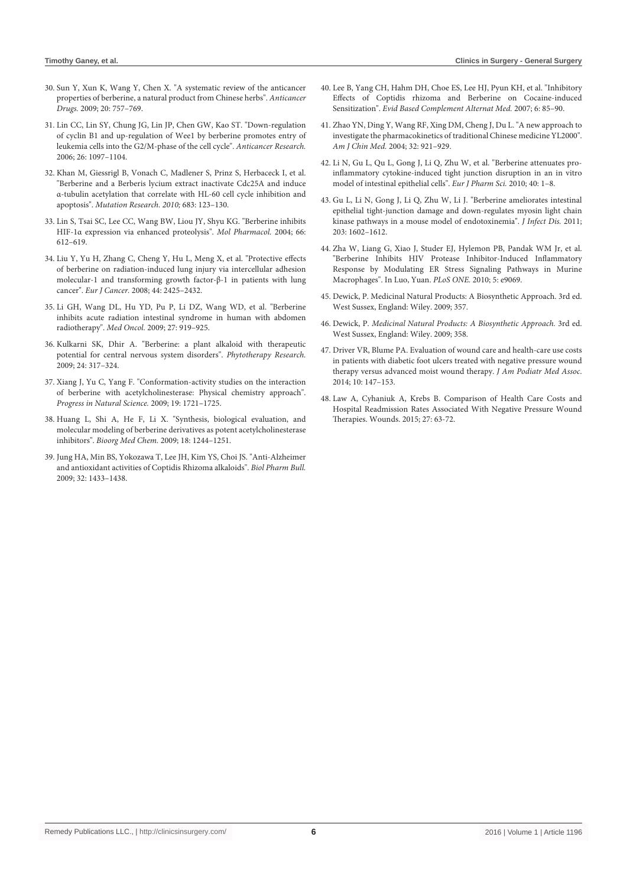30. Sun Y, Xun K, Wang Y, Chen X. "A systematic review of the anticancer properties of berberine, a natural product from Chinese herbs". *Anticancer Drugs.* 2009; 20: 757–769.

31. Lin CC, Lin SY, Chung JG, Lin JP, Chen GW, Kao ST. "Down-regulation of cyclin B1 and up-regulation of Wee1 by berberine promotes entry of leukemia cells into the G2/M-phase of the cell cycle". *Anticancer Research.* 2006; 26: 1097–1104.

32. Khan M, Giessrigl B, Vonach C, Madlener S, Prinz S, Herbaceck I, et al. "Berberine and a Berberis lycium extract inactivate Cdc25A and induce α-tubulin acetylation that correlate with HL-60 cell cycle inhibition and apoptosis". *Mutation Research. 2010;* 683: 123–130.

33. Lin S, Tsai SC, Lee CC, Wang BW, Liou JY, Shyu KG. "Berberine inhibits HIF-1α expression via enhanced proteolysis". *Mol Pharmacol.* 2004; 66: 612–619.

34. Liu Y, Yu H, Zhang C, Cheng Y, Hu L, Meng X, et al. "Protective effects of berberine on radiation-induced lung injury via intercellular adhesion molecular-1 and transforming growth factor-β-1 in patients with lung cancer". *Eur J Cancer.* 2008; 44: 2425–2432.

35. Li GH, Wang DL, Hu YD, Pu P, Li DZ, Wang WD, et al. "Berberine inhibits acute radiation intestinal syndrome in human with abdomen radiotherapy". *Med Oncol.* 2009; 27: 919–925.

36. Kulkarni SK, Dhir A. "Berberine: a plant alkaloid with therapeutic potential for central nervous system disorders". *Phytotherapy Research.* 2009; 24: 317–324.

37. Xiang J, Yu C, Yang F. "Conformation-activity studies on the interaction of berberine with acetylcholinesterase: Physical chemistry approach". *Progress in Natural Science.* 2009; 19: 1721–1725.

38. Huang L, Shi A, He F, Li X. "Synthesis, biological evaluation, and molecular modeling of berberine derivatives as potent acetylcholinesterase inhibitors". *Bioorg Med Chem.* 2009; 18: 1244–1251.

39. Jung HA, Min BS, Yokozawa T, Lee JH, Kim YS, Choi JS. "Anti-Alzheimer and antioxidant activities of Coptidis Rhizoma alkaloids". *Biol Pharm Bull.* 2009; 32: 1433–1438.

40. Lee B, Yang CH, Hahm DH, Choe ES, Lee HJ, Pyun KH, et al. "Inhibitory Effects of Coptidis rhizoma and Berberine on Cocaine-induced Sensitization". *Evid Based Complement Alternat Med.* 2007; 6: 85–90.

41. Zhao YN, Ding Y, Wang RF, Xing DM, Cheng J, Du L. "A new approach to investigate the pharmacokinetics of traditional Chinese medicine YL2000". *Am J Chin Med.* 2004; 32: 921–929.

42. Li N, Gu L, Qu L, Gong J, Li Q, Zhu W, et al. "Berberine attenuates pro-inflammatory cytokine-induced tight junction disruption in an in vitro model of intestinal epithelial cells". *Eur J Pharm Sci.* 2010; 40: 1–8.

43. Gu L, Li N, Gong J, Li Q, Zhu W, Li J. "Berberine ameliorates intestinal epithelial tight-junction damage and down-regulates myosin light chain kinase pathways in a mouse model of endotoxinemia". *J Infect Dis.* 2011; 203: 1602–1612.

44. Zha W, Liang G, Xiao J, Studer EJ, Hylemon PB, Pandak WM Jr, et al. "Berberine Inhibits HIV Protease Inhibitor-Induced Inflammatory Response by Modulating ER Stress Signaling Pathways in Murine Macrophages". In Luo, Yuan. *PLoS ONE.* 2010; 5: e9069.

45. Dewick, P. Medicinal Natural Products: A Biosynthetic Approach. 3rd ed. West Sussex, England: Wiley. 2009; 357.

46. Dewick, P. *Medicinal Natural Products: A Biosynthetic Approach.* 3rd ed. West Sussex, England: Wiley. 2009; 358.

47. Driver VR, Blume PA. Evaluation of wound care and health-care use costs in patients with diabetic foot ulcers treated with negative pressure wound therapy versus advanced moist wound therapy. *J Am Podiatr Med Assoc.* 2014; 10: 147–153.

48. Law A, Cyhaniuk A, Krebs B. Comparison of Health Care Costs and Hospital Readmission Rates Associated With Negative Pressure Wound Therapies. Wounds. 2015; 27: 63-72.